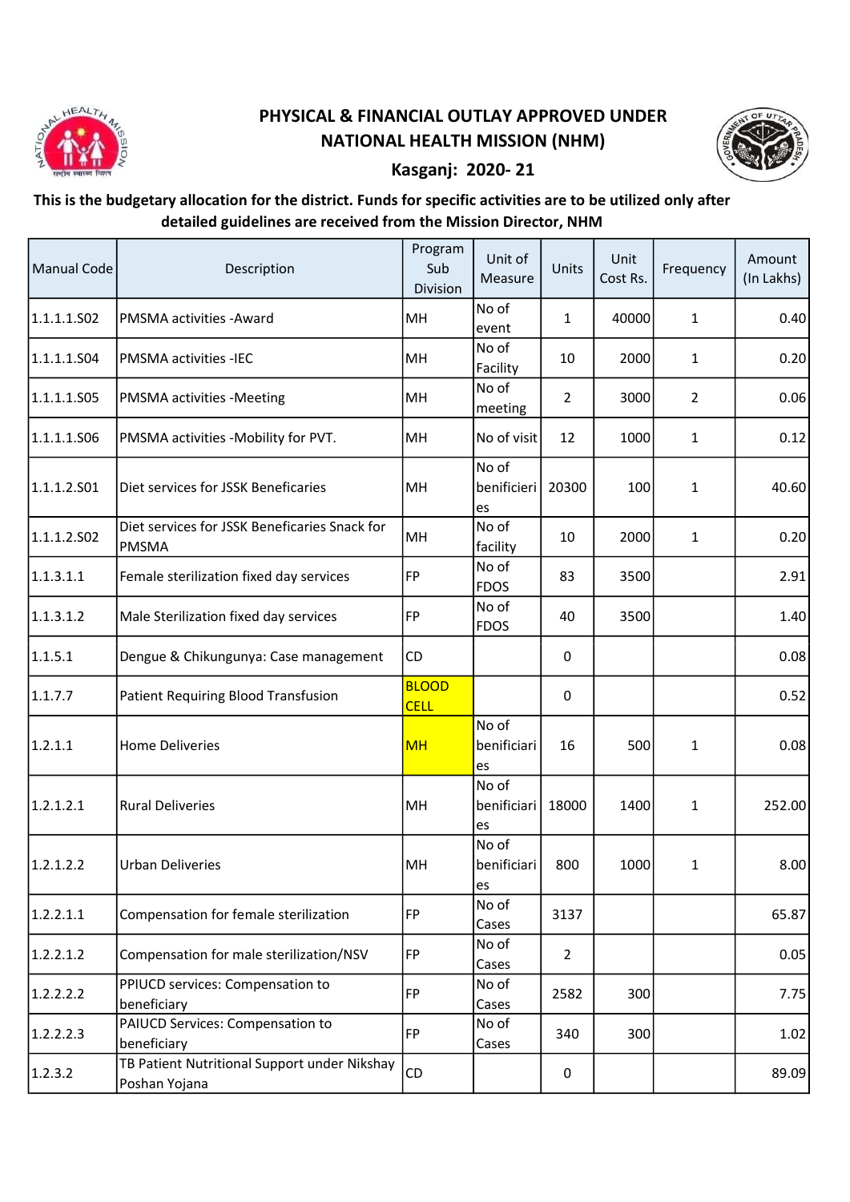# PHYSICAL & FINANCIAL OUTLAY APPROVED UNDER NATIONAL HEALTH MISSION (NHM)

## Kasganj: 2020- 21

**This is the budgetary allocation for the district. Funds for specific activities are to be utilized only after detailed guidelines are received from the Mission Director, NHM**

| Manual Code | Description | Program Sub Division | Unit of Measure | Units | Unit Cost Rs. | Frequency | Amount (In Lakhs) |
|---|---|---|---|---|---|---|---|
| 1.1.1.1.S02 | PMSMA activities -Award | MH | No of event | 1 | 40000 | 1 | 0.40 |
| 1.1.1.1.S04 | PMSMA activities -IEC | MH | No of Facility | 10 | 2000 | 1 | 0.20 |
| 1.1.1.1.S05 | PMSMA activities -Meeting | MH | No of meeting | 2 | 3000 | 2 | 0.06 |
| 1.1.1.1.S06 | PMSMA activities -Mobility for PVT. | MH | No of visit | 12 | 1000 | 1 | 0.12 |
| 1.1.1.2.S01 | Diet services for JSSK Beneficaries | MH | No of benificieries | 20300 | 100 | 1 | 40.60 |
| 1.1.1.2.S02 | Diet services for JSSK Beneficaries Snack for PMSMA | MH | No of facility | 10 | 2000 | 1 | 0.20 |
| 1.1.3.1.1 | Female sterilization fixed day services | FP | No of FDOS | 83 | 3500 | | 2.91 |
| 1.1.3.1.2 | Male Sterilization fixed day services | FP | No of FDOS | 40 | 3500 | | 1.40 |
| 1.1.5.1 | Dengue & Chikungunya: Case management | CD | | 0 | | | 0.08 |
| 1.1.7.7 | Patient Requiring Blood Transfusion | BLOOD CELL | | 0 | | | 0.52 |
| 1.2.1.1 | Home Deliveries | MH | No of benificiaries | 16 | 500 | 1 | 0.08 |
| 1.2.1.2.1 | Rural Deliveries | MH | No of benificiaries | 18000 | 1400 | 1 | 252.00 |
| 1.2.1.2.2 | Urban Deliveries | MH | No of benificiaries | 800 | 1000 | 1 | 8.00 |
| 1.2.2.1.1 | Compensation for female sterilization | FP | No of Cases | 3137 | | | 65.87 |
| 1.2.2.1.2 | Compensation for male sterilization/NSV | FP | No of Cases | 2 | | | 0.05 |
| 1.2.2.2.2 | PPIUCD services: Compensation to beneficiary | FP | No of Cases | 2582 | 300 | | 7.75 |
| 1.2.2.2.3 | PAIUCD Services: Compensation to beneficiary | FP | No of Cases | 340 | 300 | | 1.02 |
| 1.2.3.2 | TB Patient Nutritional Support under Nikshay Poshan Yojana | CD | | 0 | | | 89.09 |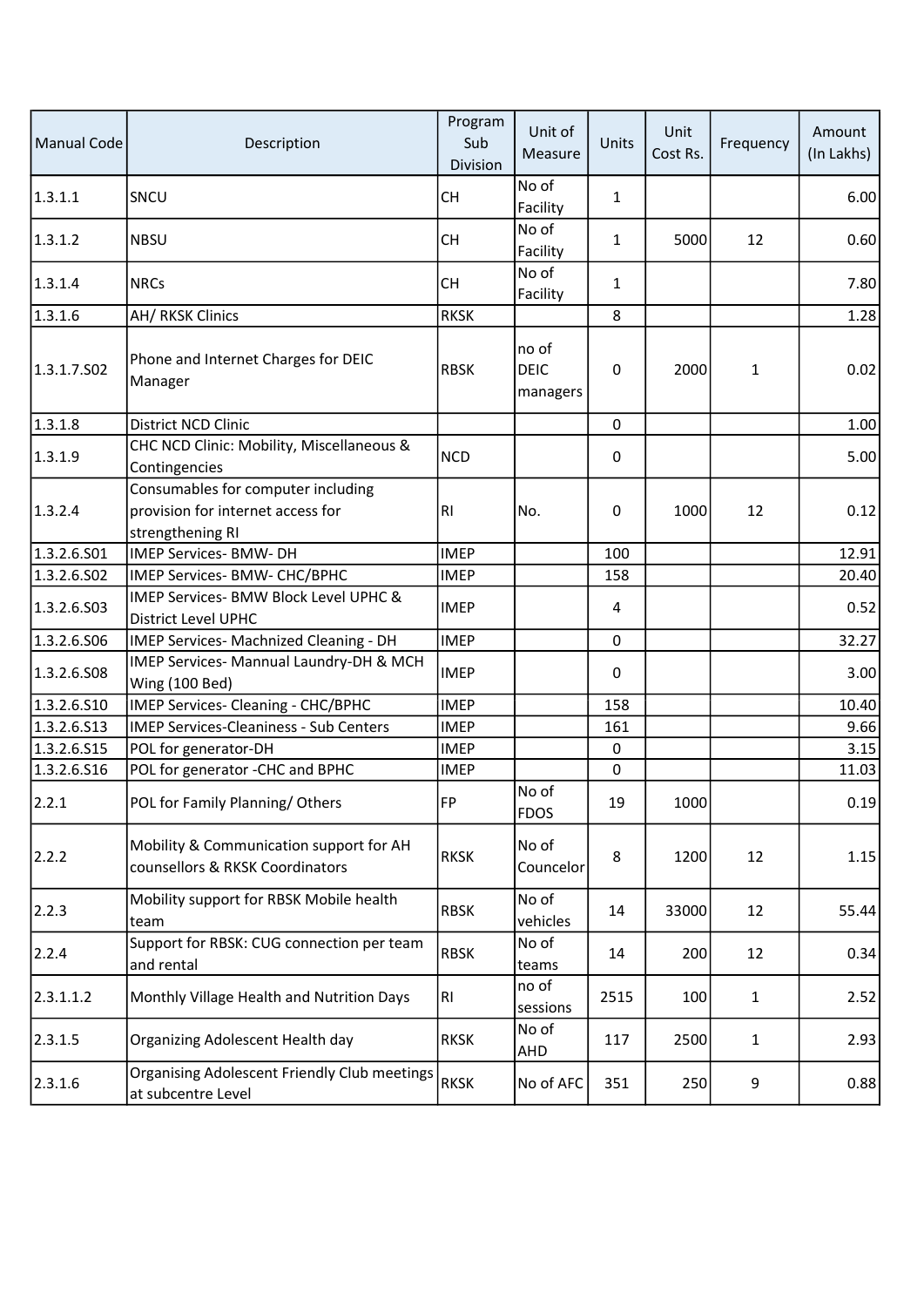| Manual Code | Description | Program Sub Division | Unit of Measure | Units | Unit Cost Rs. | Frequency | Amount (In Lakhs) |
|---|---|---|---|---|---|---|---|
| 1.3.1.1 | SNCU | CH | No of Facility | 1 | | | 6.00 |
| 1.3.1.2 | NBSU | CH | No of Facility | 1 | 5000 | 12 | 0.60 |
| 1.3.1.4 | NRCs | CH | No of Facility | 1 | | | 7.80 |
| 1.3.1.6 | AH/ RKSK Clinics | RKSK | | 8 | | | 1.28 |
| 1.3.1.7.S02 | Phone and Internet Charges for DEIC Manager | RBSK | no of DEIC managers | 0 | 2000 | 1 | 0.02 |
| 1.3.1.8 | District NCD Clinic | | | 0 | | | 1.00 |
| 1.3.1.9 | CHC NCD Clinic: Mobility, Miscellaneous & Contingencies | NCD | | 0 | | | 5.00 |
| 1.3.2.4 | Consumables for computer including provision for internet access for strengthening RI | RI | No. | 0 | 1000 | 12 | 0.12 |
| 1.3.2.6.S01 | IMEP Services- BMW- DH | IMEP | | 100 | | | 12.91 |
| 1.3.2.6.S02 | IMEP Services- BMW- CHC/BPHC | IMEP | | 158 | | | 20.40 |
| 1.3.2.6.S03 | IMEP Services- BMW Block Level UPHC & District Level UPHC | IMEP | | 4 | | | 0.52 |
| 1.3.2.6.S06 | IMEP Services- Machnized Cleaning - DH | IMEP | | 0 | | | 32.27 |
| 1.3.2.6.S08 | IMEP Services- Mannual Laundry-DH & MCH Wing (100 Bed) | IMEP | | 0 | | | 3.00 |
| 1.3.2.6.S10 | IMEP Services- Cleaning - CHC/BPHC | IMEP | | 158 | | | 10.40 |
| 1.3.2.6.S13 | IMEP Services-Cleaniness - Sub Centers | IMEP | | 161 | | | 9.66 |
| 1.3.2.6.S15 | POL for generator-DH | IMEP | | 0 | | | 3.15 |
| 1.3.2.6.S16 | POL for generator -CHC and BPHC | IMEP | | 0 | | | 11.03 |
| 2.2.1 | POL for Family Planning/ Others | FP | No of FDOS | 19 | 1000 | | 0.19 |
| 2.2.2 | Mobility & Communication support for AH counsellors & RKSK Coordinators | RKSK | No of Councelor | 8 | 1200 | 12 | 1.15 |
| 2.2.3 | Mobility support for RBSK Mobile health team | RBSK | No of vehicles | 14 | 33000 | 12 | 55.44 |
| 2.2.4 | Support for RBSK: CUG connection per team and rental | RBSK | No of teams | 14 | 200 | 12 | 0.34 |
| 2.3.1.1.2 | Monthly Village Health and Nutrition Days | RI | no of sessions | 2515 | 100 | 1 | 2.52 |
| 2.3.1.5 | Organizing Adolescent Health day | RKSK | No of AHD | 117 | 2500 | 1 | 2.93 |
| 2.3.1.6 | Organising Adolescent Friendly Club meetings at subcentre Level | RKSK | No of AFC | 351 | 250 | 9 | 0.88 |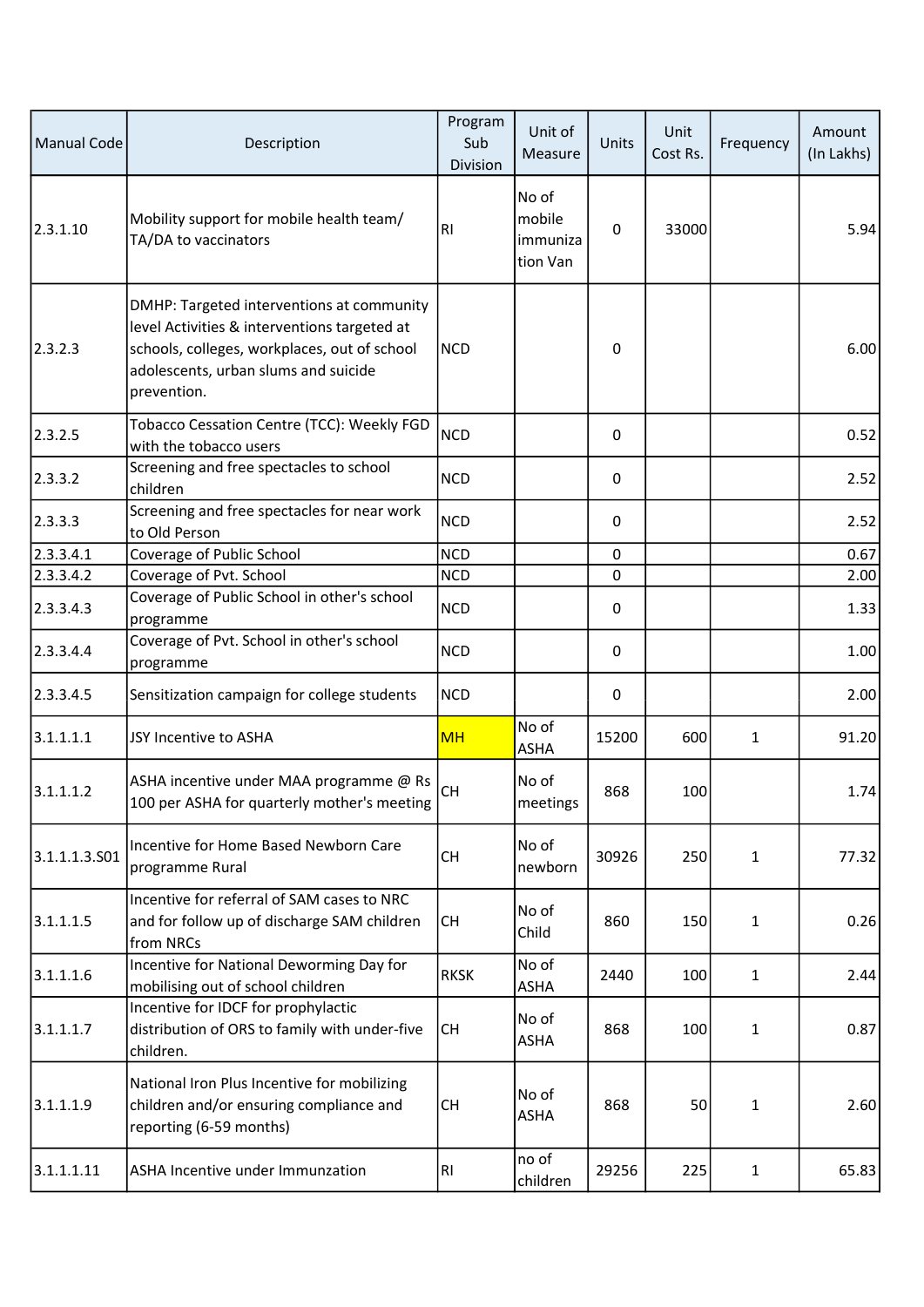| Manual Code | Description | Program Sub Division | Unit of Measure | Units | Unit Cost Rs. | Frequency | Amount (In Lakhs) |
|---|---|---|---|---|---|---|---|
| 2.3.1.10 | Mobility support for mobile health team/ TA/DA to vaccinators | RI | No of mobile immunization Van | 0 | 33000 | | 5.94 |
| 2.3.2.3 | DMHP: Targeted interventions at community level Activities & interventions targeted at schools, colleges, workplaces, out of school adolescents, urban slums and suicide prevention. | NCD | | 0 | | | 6.00 |
| 2.3.2.5 | Tobacco Cessation Centre (TCC): Weekly FGD with the tobacco users | NCD | | 0 | | | 0.52 |
| 2.3.3.2 | Screening and free spectacles to school children | NCD | | 0 | | | 2.52 |
| 2.3.3.3 | Screening and free spectacles for near work to Old Person | NCD | | 0 | | | 2.52 |
| 2.3.3.4.1 | Coverage of Public School | NCD | | 0 | | | 0.67 |
| 2.3.3.4.2 | Coverage of Pvt. School | NCD | | 0 | | | 2.00 |
| 2.3.3.4.3 | Coverage of Public School in other's school programme | NCD | | 0 | | | 1.33 |
| 2.3.3.4.4 | Coverage of Pvt. School in other's school programme | NCD | | 0 | | | 1.00 |
| 2.3.3.4.5 | Sensitization campaign for college students | NCD | | 0 | | | 2.00 |
| 3.1.1.1.1 | JSY Incentive to ASHA | MH | No of ASHA | 15200 | 600 | 1 | 91.20 |
| 3.1.1.1.2 | ASHA incentive under MAA programme @ Rs 100 per ASHA for quarterly mother's meeting | CH | No of meetings | 868 | 100 | | 1.74 |
| 3.1.1.1.3.S01 | Incentive for Home Based Newborn Care programme Rural | CH | No of newborn | 30926 | 250 | 1 | 77.32 |
| 3.1.1.1.5 | Incentive for referral of SAM cases to NRC and for follow up of discharge SAM children from NRCs | CH | No of Child | 860 | 150 | 1 | 0.26 |
| 3.1.1.1.6 | Incentive for National Deworming Day for mobilising out of school children | RKSK | No of ASHA | 2440 | 100 | 1 | 2.44 |
| 3.1.1.1.7 | Incentive for IDCF for prophylactic distribution of ORS to family with under-five children. | CH | No of ASHA | 868 | 100 | 1 | 0.87 |
| 3.1.1.1.9 | National Iron Plus Incentive for mobilizing children and/or ensuring compliance and reporting (6-59 months) | CH | No of ASHA | 868 | 50 | 1 | 2.60 |
| 3.1.1.1.11 | ASHA Incentive under Immunzation | RI | no of children | 29256 | 225 | 1 | 65.83 |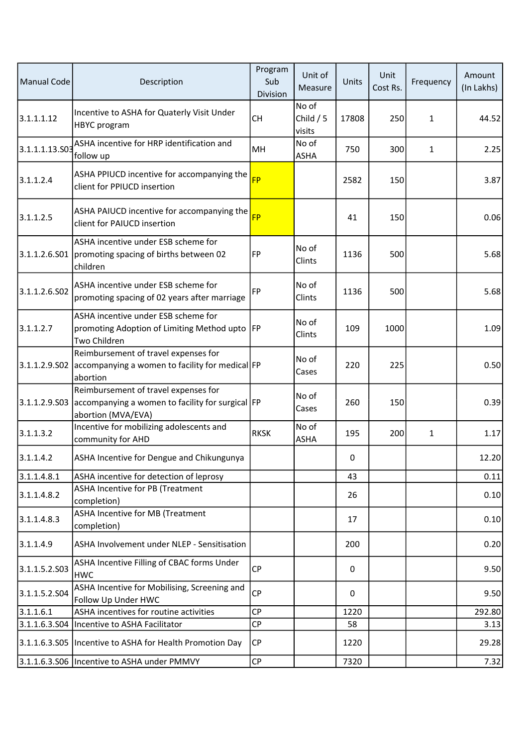| Manual Code | Description | Program Sub Division | Unit of Measure | Units | Unit Cost Rs. | Frequency | Amount (In Lakhs) |
|---|---|---|---|---|---|---|---|
| 3.1.1.1.12 | Incentive to ASHA for Quaterly Visit Under HBYC program | CH | No of Child / 5 visits | 17808 | 250 | 1 | 44.52 |
| 3.1.1.1.13.S03 | ASHA incentive for HRP identification and follow up | MH | No of ASHA | 750 | 300 | 1 | 2.25 |
| 3.1.1.2.4 | ASHA PPIUCD incentive for accompanying the client for PPIUCD insertion | FP | | 2582 | 150 | | 3.87 |
| 3.1.1.2.5 | ASHA PAIUCD incentive for accompanying the client for PAIUCD insertion | FP | | 41 | 150 | | 0.06 |
| 3.1.1.2.6.S01 | ASHA incentive under ESB scheme for promoting spacing of births between 02 children | FP | No of Clints | 1136 | 500 | | 5.68 |
| 3.1.1.2.6.S02 | ASHA incentive under ESB scheme for promoting spacing of 02 years after marriage | FP | No of Clints | 1136 | 500 | | 5.68 |
| 3.1.1.2.7 | ASHA incentive under ESB scheme for promoting Adoption of Limiting Method upto Two Children | FP | No of Clints | 109 | 1000 | | 1.09 |
| 3.1.1.2.9.S02 | Reimbursement of travel expenses for accompanying a women to facility for medical abortion | FP | No of Cases | 220 | 225 | | 0.50 |
| 3.1.1.2.9.S03 | Reimbursement of travel expenses for accompanying a women to facility for surgical abortion (MVA/EVA) | FP | No of Cases | 260 | 150 | | 0.39 |
| 3.1.1.3.2 | Incentive for mobilizing adolescents and community for AHD | RKSK | No of ASHA | 195 | 200 | 1 | 1.17 |
| 3.1.1.4.2 | ASHA Incentive for Dengue and Chikungunya | | | 0 | | | 12.20 |
| 3.1.1.4.8.1 | ASHA incentive for detection of leprosy | | | 43 | | | 0.11 |
| 3.1.1.4.8.2 | ASHA Incentive for PB (Treatment completion) | | | 26 | | | 0.10 |
| 3.1.1.4.8.3 | ASHA Incentive for MB (Treatment completion) | | | 17 | | | 0.10 |
| 3.1.1.4.9 | ASHA Involvement under NLEP - Sensitisation | | | 200 | | | 0.20 |
| 3.1.1.5.2.S03 | ASHA Incentive Filling of CBAC forms Under HWC | CP | | 0 | | | 9.50 |
| 3.1.1.5.2.S04 | ASHA Incentive for Mobilising, Screening and Follow Up Under HWC | CP | | 0 | | | 9.50 |
| 3.1.1.6.1 | ASHA incentives for routine activities | CP | | 1220 | | | 292.80 |
| 3.1.1.6.3.S04 | Incentive to ASHA Facilitator | CP | | 58 | | | 3.13 |
| 3.1.1.6.3.S05 | Incentive to ASHA for Health Promotion Day | CP | | 1220 | | | 29.28 |
| 3.1.1.6.3.S06 | Incentive to ASHA under PMMVY | CP | | 7320 | | | 7.32 |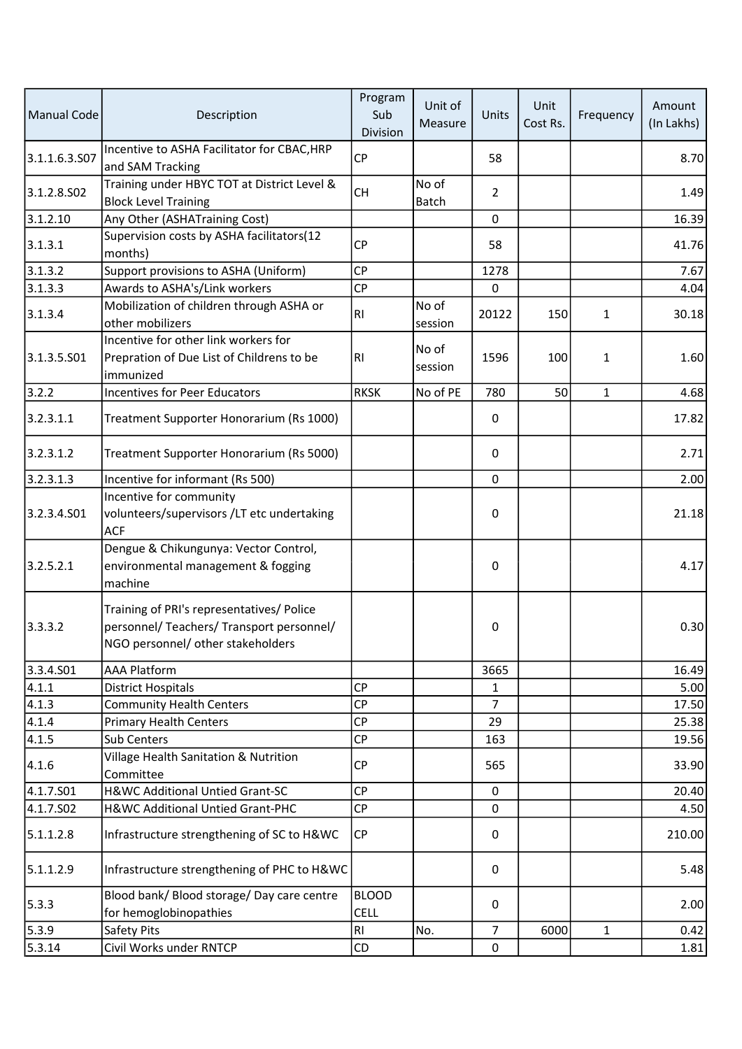| Manual Code | Description | Program Sub Division | Unit of Measure | Units | Unit Cost Rs. | Frequency | Amount (In Lakhs) |
|---|---|---|---|---|---|---|---|
| 3.1.1.6.3.S07 | Incentive to ASHA Facilitator for CBAC,HRP and SAM Tracking | CP | | 58 | | | 8.70 |
| 3.1.2.8.S02 | Training under HBYC TOT at District Level & Block Level Training | CH | No of Batch | 2 | | | 1.49 |
| 3.1.2.10 | Any Other (ASHATraining Cost) | | | 0 | | | 16.39 |
| 3.1.3.1 | Supervision costs by ASHA facilitators(12 months) | CP | | 58 | | | 41.76 |
| 3.1.3.2 | Support provisions to ASHA (Uniform) | CP | | 1278 | | | 7.67 |
| 3.1.3.3 | Awards to ASHA's/Link workers | CP | | 0 | | | 4.04 |
| 3.1.3.4 | Mobilization of children through ASHA or other mobilizers | RI | No of session | 20122 | 150 | 1 | 30.18 |
| 3.1.3.5.S01 | Incentive for other link workers for Prepration of Due List of Childrens to be immunized | RI | No of session | 1596 | 100 | 1 | 1.60 |
| 3.2.2 | Incentives for Peer Educators | RKSK | No of PE | 780 | 50 | 1 | 4.68 |
| 3.2.3.1.1 | Treatment Supporter Honorarium (Rs 1000) | | | 0 | | | 17.82 |
| 3.2.3.1.2 | Treatment Supporter Honorarium (Rs 5000) | | | 0 | | | 2.71 |
| 3.2.3.1.3 | Incentive for informant (Rs 500) | | | 0 | | | 2.00 |
| 3.2.3.4.S01 | Incentive for community volunteers/supervisors /LT etc undertaking ACF | | | 0 | | | 21.18 |
| 3.2.5.2.1 | Dengue & Chikungunya: Vector Control, environmental management & fogging machine | | | 0 | | | 4.17 |
| 3.3.3.2 | Training of PRI's representatives/ Police personnel/ Teachers/ Transport personnel/ NGO personnel/ other stakeholders | | | 0 | | | 0.30 |
| 3.3.4.S01 | AAA Platform | | | 3665 | | | 16.49 |
| 4.1.1 | District Hospitals | CP | | 1 | | | 5.00 |
| 4.1.3 | Community Health Centers | CP | | 7 | | | 17.50 |
| 4.1.4 | Primary Health Centers | CP | | 29 | | | 25.38 |
| 4.1.5 | Sub Centers | CP | | 163 | | | 19.56 |
| 4.1.6 | Village Health Sanitation & Nutrition Committee | CP | | 565 | | | 33.90 |
| 4.1.7.S01 | H&WC Additional Untied Grant-SC | CP | | 0 | | | 20.40 |
| 4.1.7.S02 | H&WC Additional Untied Grant-PHC | CP | | 0 | | | 4.50 |
| 5.1.1.2.8 | Infrastructure strengthening of SC to H&WC | CP | | 0 | | | 210.00 |
| 5.1.1.2.9 | Infrastructure strengthening of PHC to H&WC | | | 0 | | | 5.48 |
| 5.3.3 | Blood bank/ Blood storage/ Day care centre for hemoglobinopathies | BLOOD CELL | | 0 | | | 2.00 |
| 5.3.9 | Safety Pits | RI | No. | 7 | 6000 | 1 | 0.42 |
| 5.3.14 | Civil Works under RNTCP | CD | | 0 | | | 1.81 |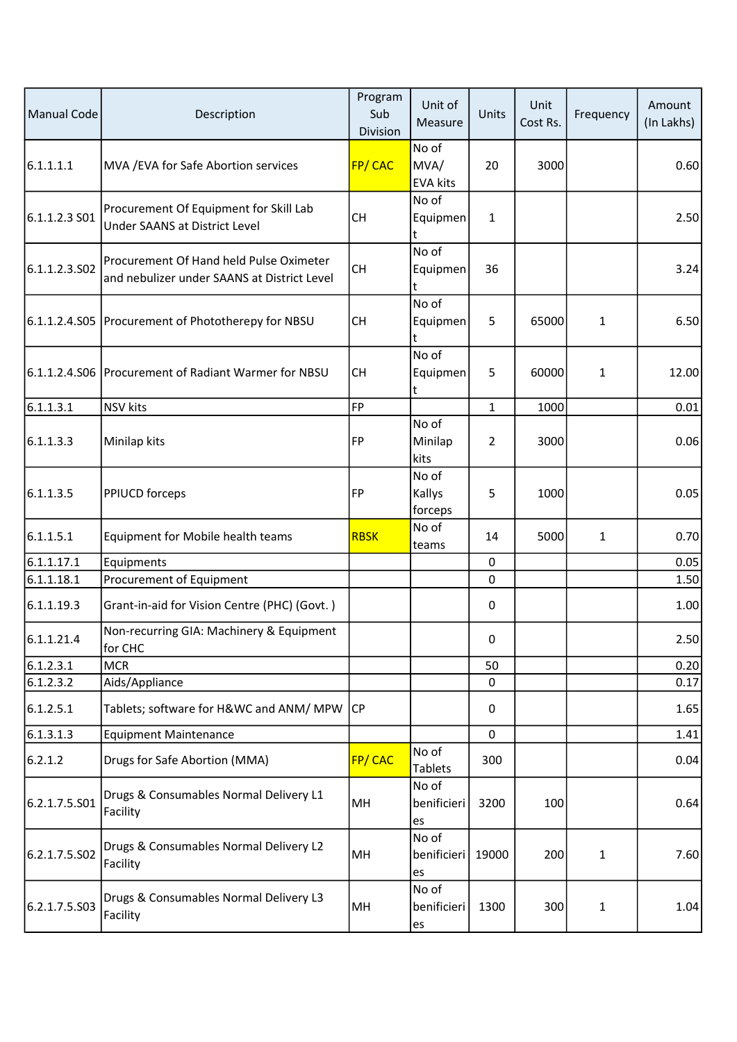| Manual Code | Description | Program Sub Division | Unit of Measure | Units | Unit Cost Rs. | Frequency | Amount (In Lakhs) |
|---|---|---|---|---|---|---|---|
| 6.1.1.1.1 | MVA /EVA for Safe Abortion services | FP/ CAC | No of MVA/ EVA kits | 20 | 3000 | | 0.60 |
| 6.1.1.2.3 S01 | Procurement Of Equipment for Skill Lab Under SAANS at District Level | CH | No of Equipment | 1 | | | 2.50 |
| 6.1.1.2.3.S02 | Procurement Of Hand held Pulse Oximeter and nebulizer under SAANS at District Level | CH | No of Equipment | 36 | | | 3.24 |
| 6.1.1.2.4.S05 | Procurement of Phototherepy for NBSU | CH | No of Equipment | 5 | 65000 | 1 | 6.50 |
| 6.1.1.2.4.S06 | Procurement of Radiant Warmer for NBSU | CH | No of Equipment | 5 | 60000 | 1 | 12.00 |
| 6.1.1.3.1 | NSV kits | FP | | 1 | 1000 | | 0.01 |
| 6.1.1.3.3 | Minilap kits | FP | No of Minilap kits | 2 | 3000 | | 0.06 |
| 6.1.1.3.5 | PPIUCD forceps | FP | No of Kallys forceps | 5 | 1000 | | 0.05 |
| 6.1.1.5.1 | Equipment for Mobile health teams | RBSK | No of teams | 14 | 5000 | 1 | 0.70 |
| 6.1.1.17.1 | Equipments | | | 0 | | | 0.05 |
| 6.1.1.18.1 | Procurement of Equipment | | | 0 | | | 1.50 |
| 6.1.1.19.3 | Grant-in-aid for Vision Centre (PHC) (Govt. ) | | | 0 | | | 1.00 |
| 6.1.1.21.4 | Non-recurring GIA: Machinery & Equipment for CHC | | | 0 | | | 2.50 |
| 6.1.2.3.1 | MCR | | | 50 | | | 0.20 |
| 6.1.2.3.2 | Aids/Appliance | | | 0 | | | 0.17 |
| 6.1.2.5.1 | Tablets; software for H&WC and ANM/ MPW | CP | | 0 | | | 1.65 |
| 6.1.3.1.3 | Equipment Maintenance | | | 0 | | | 1.41 |
| 6.2.1.2 | Drugs for Safe Abortion (MMA) | FP/ CAC | No of Tablets | 300 | | | 0.04 |
| 6.2.1.7.5.S01 | Drugs & Consumables Normal Delivery L1 Facility | MH | No of benificieries | 3200 | 100 | | 0.64 |
| 6.2.1.7.5.S02 | Drugs & Consumables Normal Delivery L2 Facility | MH | No of benificieries | 19000 | 200 | 1 | 7.60 |
| 6.2.1.7.5.S03 | Drugs & Consumables Normal Delivery L3 Facility | MH | No of benificieries | 1300 | 300 | 1 | 1.04 |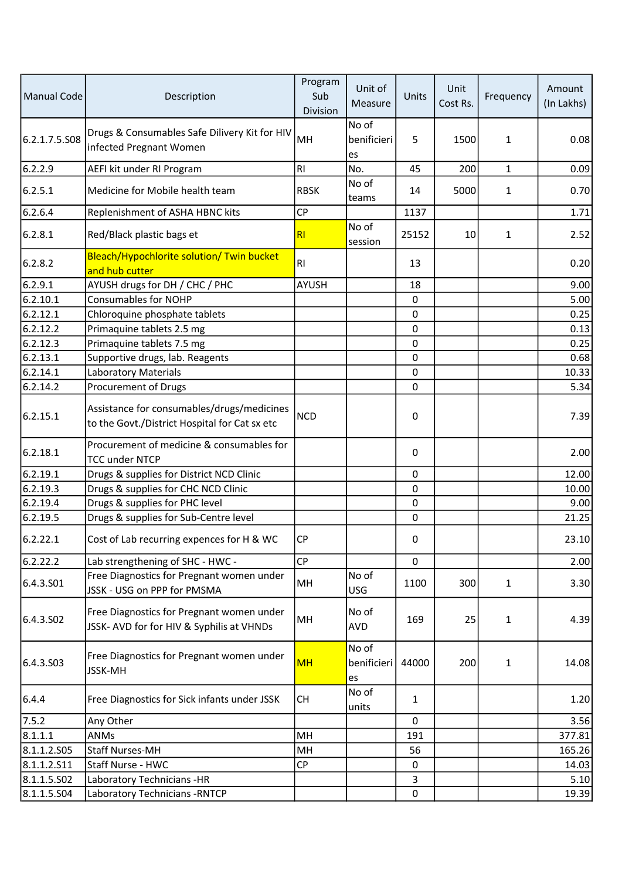| Manual Code | Description | Program Sub Division | Unit of Measure | Units | Unit Cost Rs. | Frequency | Amount (In Lakhs) |
|---|---|---|---|---|---|---|---|
| 6.2.1.7.5.S08 | Drugs & Consumables Safe Dilivery Kit for HIV infected Pregnant Women | MH | No of benificieries | 5 | 1500 | 1 | 0.08 |
| 6.2.2.9 | AEFI kit under RI Program | RI | No. | 45 | 200 | 1 | 0.09 |
| 6.2.5.1 | Medicine for Mobile health team | RBSK | No of teams | 14 | 5000 | 1 | 0.70 |
| 6.2.6.4 | Replenishment of ASHA HBNC kits | CP | | 1137 | | | 1.71 |
| 6.2.8.1 | Red/Black plastic bags et | RI | No of session | 25152 | 10 | 1 | 2.52 |
| 6.2.8.2 | Bleach/Hypochlorite solution/ Twin bucket and hub cutter | RI | | 13 | | | 0.20 |
| 6.2.9.1 | AYUSH drugs for DH / CHC / PHC | AYUSH | | 18 | | | 9.00 |
| 6.2.10.1 | Consumables for NOHP | | | 0 | | | 5.00 |
| 6.2.12.1 | Chloroquine phosphate tablets | | | 0 | | | 0.25 |
| 6.2.12.2 | Primaquine tablets 2.5 mg | | | 0 | | | 0.13 |
| 6.2.12.3 | Primaquine tablets 7.5 mg | | | 0 | | | 0.25 |
| 6.2.13.1 | Supportive drugs, lab. Reagents | | | 0 | | | 0.68 |
| 6.2.14.1 | Laboratory Materials | | | 0 | | | 10.33 |
| 6.2.14.2 | Procurement of Drugs | | | 0 | | | 5.34 |
| 6.2.15.1 | Assistance for consumables/drugs/medicines to the Govt./District Hospital for Cat sx etc | NCD | | 0 | | | 7.39 |
| 6.2.18.1 | Procurement of medicine & consumables for TCC under NTCP | | | 0 | | | 2.00 |
| 6.2.19.1 | Drugs & supplies for District NCD Clinic | | | 0 | | | 12.00 |
| 6.2.19.3 | Drugs & supplies for CHC NCD Clinic | | | 0 | | | 10.00 |
| 6.2.19.4 | Drugs & supplies for PHC level | | | 0 | | | 9.00 |
| 6.2.19.5 | Drugs & supplies for Sub-Centre level | | | 0 | | | 21.25 |
| 6.2.22.1 | Cost of Lab recurring expences for H & WC | CP | | 0 | | | 23.10 |
| 6.2.22.2 | Lab strengthening of SHC - HWC - | CP | | 0 | | | 2.00 |
| 6.4.3.S01 | Free Diagnostics for Pregnant women under JSSK - USG on PPP for PMSMA | MH | No of USG | 1100 | 300 | 1 | 3.30 |
| 6.4.3.S02 | Free Diagnostics for Pregnant women under JSSK- AVD for for HIV & Syphilis at VHNDs | MH | No of AVD | 169 | 25 | 1 | 4.39 |
| 6.4.3.S03 | Free Diagnostics for Pregnant women under JSSK-MH | MH | No of benificieries | 44000 | 200 | 1 | 14.08 |
| 6.4.4 | Free Diagnostics for Sick infants under JSSK | CH | No of units | 1 | | | 1.20 |
| 7.5.2 | Any Other | | | 0 | | | 3.56 |
| 8.1.1.1 | ANMs | MH | | 191 | | | 377.81 |
| 8.1.1.2.S05 | Staff Nurses-MH | MH | | 56 | | | 165.26 |
| 8.1.1.2.S11 | Staff Nurse - HWC | CP | | 0 | | | 14.03 |
| 8.1.1.5.S02 | Laboratory Technicians -HR | | | 3 | | | 5.10 |
| 8.1.1.5.S04 | Laboratory Technicians -RNTCP | | | 0 | | | 19.39 |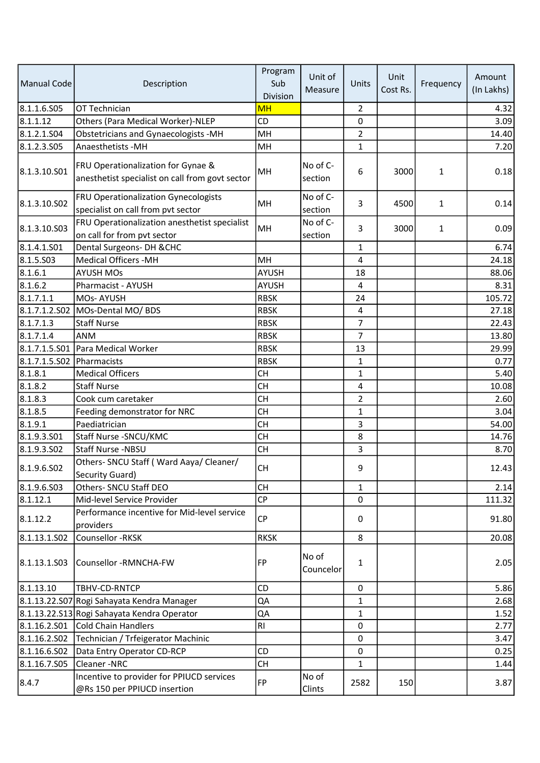| Manual Code | Description | Program Sub Division | Unit of Measure | Units | Unit Cost Rs. | Frequency | Amount (In Lakhs) |
|---|---|---|---|---|---|---|---|
| 8.1.1.6.S05 | OT Technician | MH | | 2 | | | 4.32 |
| 8.1.1.12 | Others (Para Medical Worker)-NLEP | CD | | 0 | | | 3.09 |
| 8.1.2.1.S04 | Obstetricians and Gynaecologists -MH | MH | | 2 | | | 14.40 |
| 8.1.2.3.S05 | Anaesthetists -MH | MH | | 1 | | | 7.20 |
| 8.1.3.10.S01 | FRU Operationalization for Gynae & anesthetist specialist on call from govt sector | MH | No of C-section | 6 | 3000 | 1 | 0.18 |
| 8.1.3.10.S02 | FRU Operationalization Gynecologists specialist on call from pvt sector | MH | No of C-section | 3 | 4500 | 1 | 0.14 |
| 8.1.3.10.S03 | FRU Operationalization anesthetist specialist on call for from pvt sector | MH | No of C-section | 3 | 3000 | 1 | 0.09 |
| 8.1.4.1.S01 | Dental Surgeons- DH &CHC | | | 1 | | | 6.74 |
| 8.1.5.S03 | Medical Officers -MH | MH | | 4 | | | 24.18 |
| 8.1.6.1 | AYUSH MOs | AYUSH | | 18 | | | 88.06 |
| 8.1.6.2 | Pharmacist - AYUSH | AYUSH | | 4 | | | 8.31 |
| 8.1.7.1.1 | MOs- AYUSH | RBSK | | 24 | | | 105.72 |
| 8.1.7.1.2.S02 | MOs-Dental MO/ BDS | RBSK | | 4 | | | 27.18 |
| 8.1.7.1.3 | Staff Nurse | RBSK | | 7 | | | 22.43 |
| 8.1.7.1.4 | ANM | RBSK | | 7 | | | 13.80 |
| 8.1.7.1.5.S01 | Para Medical Worker | RBSK | | 13 | | | 29.99 |
| 8.1.7.1.5.S02 | Pharmacists | RBSK | | 1 | | | 0.77 |
| 8.1.8.1 | Medical Officers | CH | | 1 | | | 5.40 |
| 8.1.8.2 | Staff Nurse | CH | | 4 | | | 10.08 |
| 8.1.8.3 | Cook cum caretaker | CH | | 2 | | | 2.60 |
| 8.1.8.5 | Feeding demonstrator for NRC | CH | | 1 | | | 3.04 |
| 8.1.9.1 | Paediatrician | CH | | 3 | | | 54.00 |
| 8.1.9.3.S01 | Staff Nurse -SNCU/KMC | CH | | 8 | | | 14.76 |
| 8.1.9.3.S02 | Staff Nurse -NBSU | CH | | 3 | | | 8.70 |
| 8.1.9.6.S02 | Others- SNCU Staff ( Ward Aaya/ Cleaner/ Security Guard) | CH | | 9 | | | 12.43 |
| 8.1.9.6.S03 | Others- SNCU Staff DEO | CH | | 1 | | | 2.14 |
| 8.1.12.1 | Mid-level Service Provider | CP | | 0 | | | 111.32 |
| 8.1.12.2 | Performance incentive for Mid-level service providers | CP | | 0 | | | 91.80 |
| 8.1.13.1.S02 | Counsellor -RKSK | RKSK | | 8 | | | 20.08 |
| 8.1.13.1.S03 | Counsellor -RMNCHA-FW | FP | No of Councelor | 1 | | | 2.05 |
| 8.1.13.10 | TBHV-CD-RNTCP | CD | | 0 | | | 5.86 |
| 8.1.13.22.S07 | Rogi Sahayata Kendra Manager | QA | | 1 | | | 2.68 |
| 8.1.13.22.S13 | Rogi Sahayata Kendra Operator | QA | | 1 | | | 1.52 |
| 8.1.16.2.S01 | Cold Chain Handlers | RI | | 0 | | | 2.77 |
| 8.1.16.2.S02 | Technician / Trfeigerator Machinic | | | 0 | | | 3.47 |
| 8.1.16.6.S02 | Data Entry Operator CD-RCP | CD | | 0 | | | 0.25 |
| 8.1.16.7.S05 | Cleaner -NRC | CH | | 1 | | | 1.44 |
| 8.4.7 | Incentive to provider for PPIUCD services @Rs 150 per PPIUCD insertion | FP | No of Clints | 2582 | 150 | | 3.87 |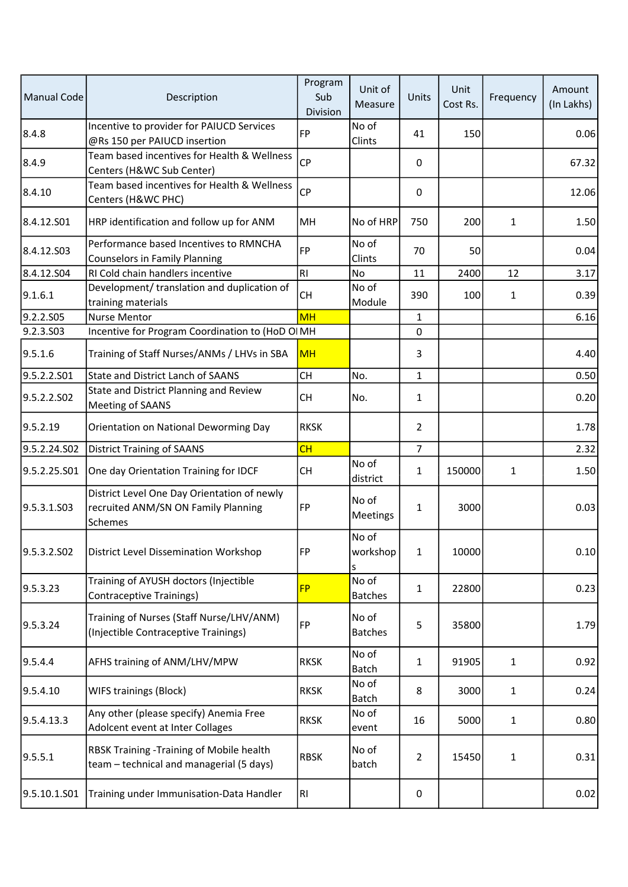| Manual Code | Description | Program Sub Division | Unit of Measure | Units | Unit Cost Rs. | Frequency | Amount (In Lakhs) |
|---|---|---|---|---|---|---|---|
| 8.4.8 | Incentive to provider for PAIUCD Services @Rs 150 per PAIUCD insertion | FP | No of Clints | 41 | 150 | | 0.06 |
| 8.4.9 | Team based incentives for Health & Wellness Centers (H&WC Sub Center) | CP | | 0 | | | 67.32 |
| 8.4.10 | Team based incentives for Health & Wellness Centers (H&WC PHC) | CP | | 0 | | | 12.06 |
| 8.4.12.S01 | HRP identification and follow up for ANM | MH | No of HRP | 750 | 200 | 1 | 1.50 |
| 8.4.12.S03 | Performance based Incentives to RMNCHA Counselors in Family Planning | FP | No of Clints | 70 | 50 | | 0.04 |
| 8.4.12.S04 | RI Cold chain handlers incentive | RI | No | 11 | 2400 | 12 | 3.17 |
| 9.1.6.1 | Development/ translation and duplication of training materials | CH | No of Module | 390 | 100 | 1 | 0.39 |
| 9.2.2.S05 | Nurse Mentor | MH | | 1 | | | 6.16 |
| 9.2.3.S03 | Incentive for Program Coordination to (HoD OI | MH | | 0 | | | |
| 9.5.1.6 | Training of Staff Nurses/ANMs / LHVs in SBA | MH | | 3 | | | 4.40 |
| 9.5.2.2.S01 | State and District Lanch of SAANS | CH | No. | 1 | | | 0.50 |
| 9.5.2.2.S02 | State and District Planning and Review Meeting of SAANS | CH | No. | 1 | | | 0.20 |
| 9.5.2.19 | Orientation on National Deworming Day | RKSK | | 2 | | | 1.78 |
| 9.5.2.24.S02 | District Training of SAANS | CH | | 7 | | | 2.32 |
| 9.5.2.25.S01 | One day Orientation Training for IDCF | CH | No of district | 1 | 150000 | 1 | 1.50 |
| 9.5.3.1.S03 | District Level One Day Orientation of newly recruited ANM/SN ON Family Planning Schemes | FP | No of Meetings | 1 | 3000 | | 0.03 |
| 9.5.3.2.S02 | District Level Dissemination Workshop | FP | No of workshops | 1 | 10000 | | 0.10 |
| 9.5.3.23 | Training of AYUSH doctors (Injectible Contraceptive Trainings) | FP | No of Batches | 1 | 22800 | | 0.23 |
| 9.5.3.24 | Training of Nurses (Staff Nurse/LHV/ANM) (Injectible Contraceptive Trainings) | FP | No of Batches | 5 | 35800 | | 1.79 |
| 9.5.4.4 | AFHS training of ANM/LHV/MPW | RKSK | No of Batch | 1 | 91905 | 1 | 0.92 |
| 9.5.4.10 | WIFS trainings (Block) | RKSK | No of Batch | 8 | 3000 | 1 | 0.24 |
| 9.5.4.13.3 | Any other (please specify) Anemia Free Adolcent event at Inter Collages | RKSK | No of event | 16 | 5000 | 1 | 0.80 |
| 9.5.5.1 | RBSK Training -Training of Mobile health team – technical and managerial (5 days) | RBSK | No of batch | 2 | 15450 | 1 | 0.31 |
| 9.5.10.1.S01 | Training under Immunisation-Data Handler | RI | | 0 | | | 0.02 |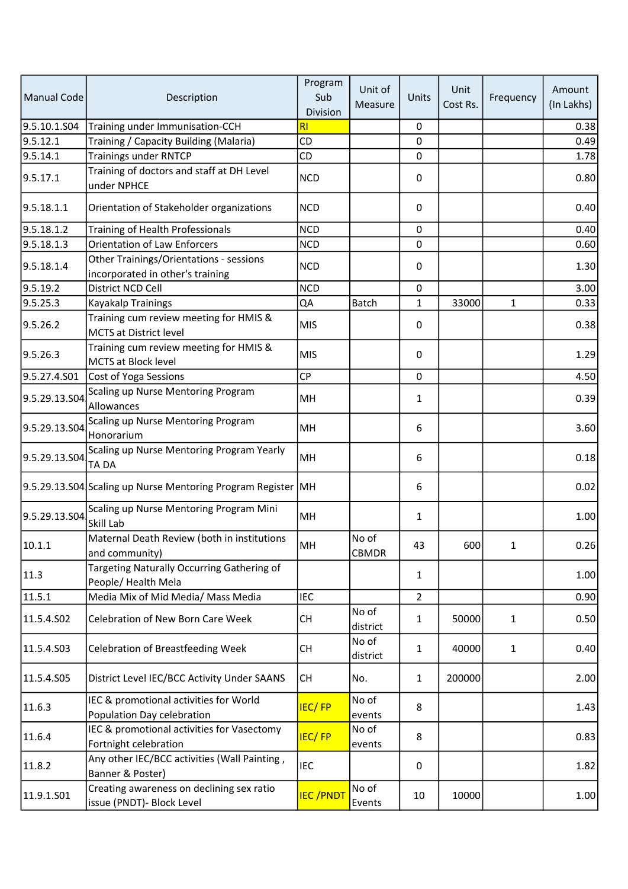| Manual Code | Description | Program Sub Division | Unit of Measure | Units | Unit Cost Rs. | Frequency | Amount (In Lakhs) |
|---|---|---|---|---|---|---|---|
| 9.5.10.1.S04 | Training under Immunisation-CCH | RI | | 0 | | | 0.38 |
| 9.5.12.1 | Training / Capacity Building (Malaria) | CD | | 0 | | | 0.49 |
| 9.5.14.1 | Trainings under RNTCP | CD | | 0 | | | 1.78 |
| 9.5.17.1 | Training of doctors and staff at DH Level under NPHCE | NCD | | 0 | | | 0.80 |
| 9.5.18.1.1 | Orientation of Stakeholder organizations | NCD | | 0 | | | 0.40 |
| 9.5.18.1.2 | Training of Health Professionals | NCD | | 0 | | | 0.40 |
| 9.5.18.1.3 | Orientation of Law Enforcers | NCD | | 0 | | | 0.60 |
| 9.5.18.1.4 | Other Trainings/Orientations - sessions incorporated in other's training | NCD | | 0 | | | 1.30 |
| 9.5.19.2 | District NCD Cell | NCD | | 0 | | | 3.00 |
| 9.5.25.3 | Kayakalp Trainings | QA | Batch | 1 | 33000 | 1 | 0.33 |
| 9.5.26.2 | Training cum review meeting for HMIS & MCTS at District level | MIS | | 0 | | | 0.38 |
| 9.5.26.3 | Training cum review meeting for HMIS & MCTS at Block level | MIS | | 0 | | | 1.29 |
| 9.5.27.4.S01 | Cost of Yoga Sessions | CP | | 0 | | | 4.50 |
| 9.5.29.13.S04 | Scaling up Nurse Mentoring Program Allowances | MH | | 1 | | | 0.39 |
| 9.5.29.13.S04 | Scaling up Nurse Mentoring Program Honorarium | MH | | 6 | | | 3.60 |
| 9.5.29.13.S04 | Scaling up Nurse Mentoring Program Yearly TA DA | MH | | 6 | | | 0.18 |
| 9.5.29.13.S04 | Scaling up Nurse Mentoring Program Register | MH | | 6 | | | 0.02 |
| 9.5.29.13.S04 | Scaling up Nurse Mentoring Program Mini Skill Lab | MH | | 1 | | | 1.00 |
| 10.1.1 | Maternal Death Review (both in institutions and community) | MH | No of CBMDR | 43 | 600 | 1 | 0.26 |
| 11.3 | Targeting Naturally Occurring Gathering of People/ Health Mela | | | 1 | | | 1.00 |
| 11.5.1 | Media Mix of Mid Media/ Mass Media | IEC | | 2 | | | 0.90 |
| 11.5.4.S02 | Celebration of New Born Care Week | CH | No of district | 1 | 50000 | 1 | 0.50 |
| 11.5.4.S03 | Celebration of Breastfeeding Week | CH | No of district | 1 | 40000 | 1 | 0.40 |
| 11.5.4.S05 | District Level IEC/BCC Activity Under SAANS | CH | No. | 1 | 200000 | | 2.00 |
| 11.6.3 | IEC & promotional activities for World Population Day celebration | IEC/ FP | No of events | 8 | | | 1.43 |
| 11.6.4 | IEC & promotional activities for Vasectomy Fortnight celebration | IEC/ FP | No of events | 8 | | | 0.83 |
| 11.8.2 | Any other IEC/BCC activities (Wall Painting , Banner & Poster) | IEC | | 0 | | | 1.82 |
| 11.9.1.S01 | Creating awareness on declining sex ratio issue (PNDT)- Block Level | IEC /PNDT | No of Events | 10 | 10000 | | 1.00 |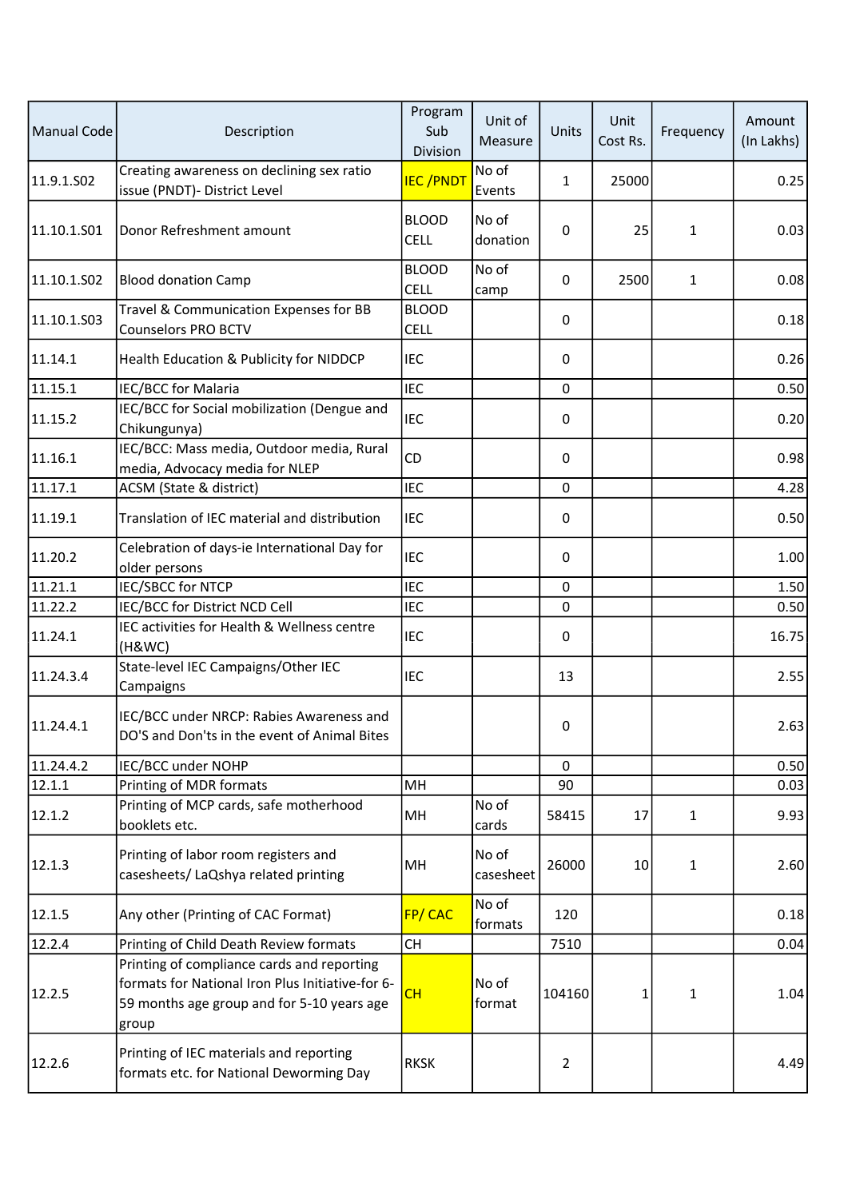| Manual Code | Description | Program Sub Division | Unit of Measure | Units | Unit Cost Rs. | Frequency | Amount (In Lakhs) |
|---|---|---|---|---|---|---|---|
| 11.9.1.S02 | Creating awareness on declining sex ratio issue (PNDT)- District Level | IEC /PNDT | No of Events | 1 | 25000 | | 0.25 |
| 11.10.1.S01 | Donor Refreshment amount | BLOOD CELL | No of donation | 0 | 25 | 1 | 0.03 |
| 11.10.1.S02 | Blood donation Camp | BLOOD CELL | No of camp | 0 | 2500 | 1 | 0.08 |
| 11.10.1.S03 | Travel & Communication Expenses for BB Counselors PRO BCTV | BLOOD CELL | | 0 | | | 0.18 |
| 11.14.1 | Health Education & Publicity for NIDDCP | IEC | | 0 | | | 0.26 |
| 11.15.1 | IEC/BCC for Malaria | IEC | | 0 | | | 0.50 |
| 11.15.2 | IEC/BCC for Social mobilization (Dengue and Chikungunya) | IEC | | 0 | | | 0.20 |
| 11.16.1 | IEC/BCC: Mass media, Outdoor media, Rural media, Advocacy media for NLEP | CD | | 0 | | | 0.98 |
| 11.17.1 | ACSM (State & district) | IEC | | 0 | | | 4.28 |
| 11.19.1 | Translation of IEC material and distribution | IEC | | 0 | | | 0.50 |
| 11.20.2 | Celebration of days-ie International Day for older persons | IEC | | 0 | | | 1.00 |
| 11.21.1 | IEC/SBCC for NTCP | IEC | | 0 | | | 1.50 |
| 11.22.2 | IEC/BCC for District NCD Cell | IEC | | 0 | | | 0.50 |
| 11.24.1 | IEC activities for Health & Wellness centre (H&WC) | IEC | | 0 | | | 16.75 |
| 11.24.3.4 | State-level IEC Campaigns/Other IEC Campaigns | IEC | | 13 | | | 2.55 |
| 11.24.4.1 | IEC/BCC under NRCP: Rabies Awareness and DO'S and Don'ts in the event of Animal Bites | | | 0 | | | 2.63 |
| 11.24.4.2 | IEC/BCC under NOHP | | | 0 | | | 0.50 |
| 12.1.1 | Printing of MDR formats | MH | | 90 | | | 0.03 |
| 12.1.2 | Printing of MCP cards, safe motherhood booklets etc. | MH | No of cards | 58415 | 17 | 1 | 9.93 |
| 12.1.3 | Printing of labor room registers and casesheets/ LaQshya related printing | MH | No of casesheet | 26000 | 10 | 1 | 2.60 |
| 12.1.5 | Any other (Printing of CAC Format) | FP/ CAC | No of formats | 120 | | | 0.18 |
| 12.2.4 | Printing of Child Death Review formats | CH | | 7510 | | | 0.04 |
| 12.2.5 | Printing of compliance cards and reporting formats for National Iron Plus Initiative-for 6-59 months age group and for 5-10 years age group | CH | No of format | 104160 | 1 | 1 | 1.04 |
| 12.2.6 | Printing of IEC materials and reporting formats etc. for National Deworming Day | RKSK | | 2 | | | 4.49 |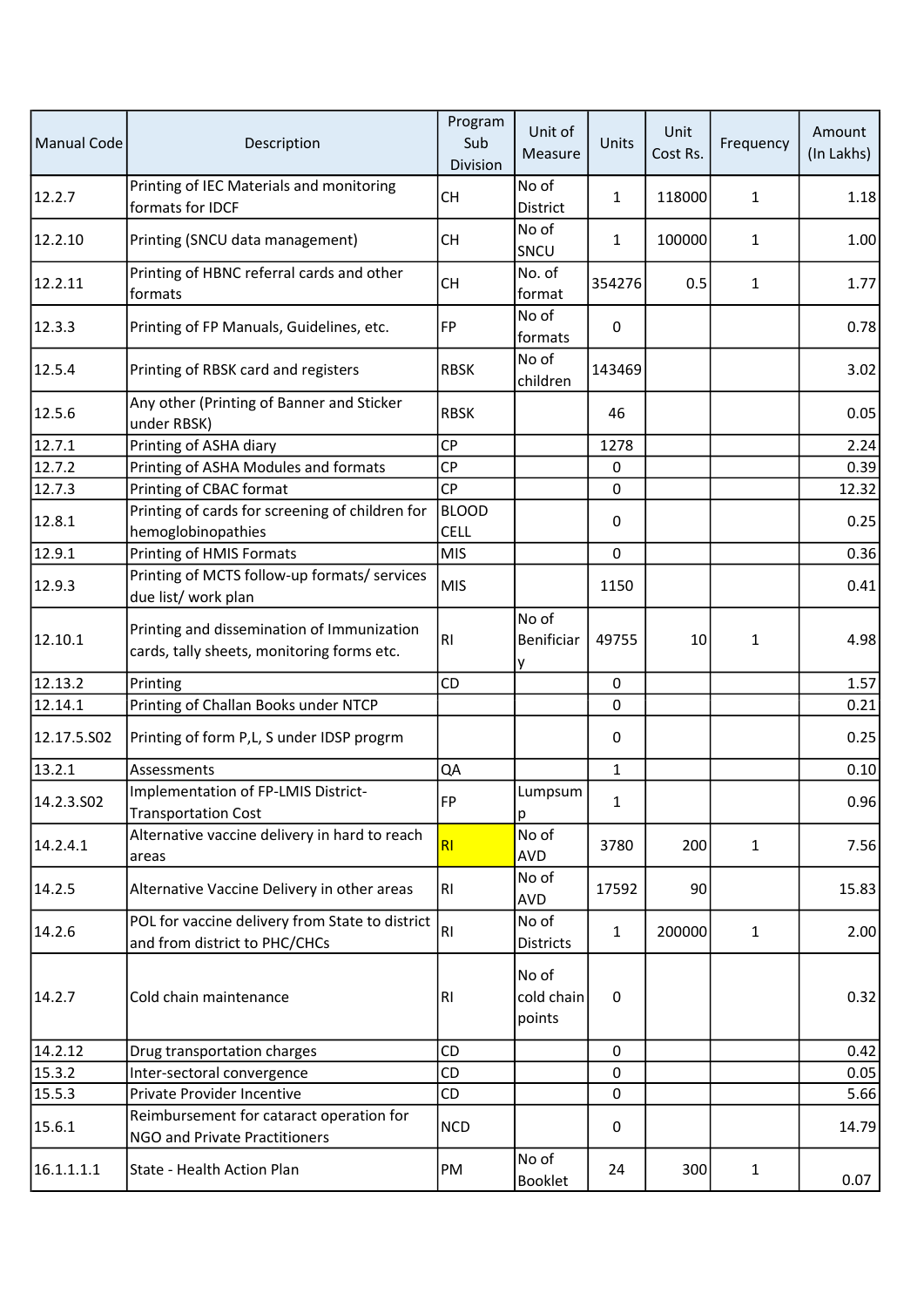| Manual Code | Description | Program Sub Division | Unit of Measure | Units | Unit Cost Rs. | Frequency | Amount (In Lakhs) |
|---|---|---|---|---|---|---|---|
| 12.2.7 | Printing of IEC Materials and monitoring formats for IDCF | CH | No of District | 1 | 118000 | 1 | 1.18 |
| 12.2.10 | Printing (SNCU data management) | CH | No of SNCU | 1 | 100000 | 1 | 1.00 |
| 12.2.11 | Printing of HBNC referral cards and other formats | CH | No. of format | 354276 | 0.5 | 1 | 1.77 |
| 12.3.3 | Printing of FP Manuals, Guidelines, etc. | FP | No of formats | 0 | | | 0.78 |
| 12.5.4 | Printing of RBSK card and registers | RBSK | No of children | 143469 | | | 3.02 |
| 12.5.6 | Any other (Printing of Banner and Sticker under RBSK) | RBSK | | 46 | | | 0.05 |
| 12.7.1 | Printing of ASHA diary | CP | | 1278 | | | 2.24 |
| 12.7.2 | Printing of ASHA Modules and formats | CP | | 0 | | | 0.39 |
| 12.7.3 | Printing of CBAC format | CP | | 0 | | | 12.32 |
| 12.8.1 | Printing of cards for screening of children for hemoglobinopathies | BLOOD CELL | | 0 | | | 0.25 |
| 12.9.1 | Printing of HMIS Formats | MIS | | 0 | | | 0.36 |
| 12.9.3 | Printing of MCTS follow-up formats/ services due list/ work plan | MIS | | 1150 | | | 0.41 |
| 12.10.1 | Printing and dissemination of Immunization cards, tally sheets, monitoring forms etc. | RI | No of Benificiary | 49755 | 10 | 1 | 4.98 |
| 12.13.2 | Printing | CD | | 0 | | | 1.57 |
| 12.14.1 | Printing of Challan Books under NTCP | | | 0 | | | 0.21 |
| 12.17.5.S02 | Printing of form P,L, S under IDSP progrm | | | 0 | | | 0.25 |
| 13.2.1 | Assessments | QA | | 1 | | | 0.10 |
| 14.2.3.S02 | Implementation of FP-LMIS District-Transportation Cost | FP | Lumpsump | 1 | | | 0.96 |
| 14.2.4.1 | Alternative vaccine delivery in hard to reach areas | RI | No of AVD | 3780 | 200 | 1 | 7.56 |
| 14.2.5 | Alternative Vaccine Delivery in other areas | RI | No of AVD | 17592 | 90 | | 15.83 |
| 14.2.6 | POL for vaccine delivery from State to district and from district to PHC/CHCs | RI | No of Districts | 1 | 200000 | 1 | 2.00 |
| 14.2.7 | Cold chain maintenance | RI | No of cold chain points | 0 | | | 0.32 |
| 14.2.12 | Drug transportation charges | CD | | 0 | | | 0.42 |
| 15.3.2 | Inter-sectoral convergence | CD | | 0 | | | 0.05 |
| 15.5.3 | Private Provider Incentive | CD | | 0 | | | 5.66 |
| 15.6.1 | Reimbursement for cataract operation for NGO and Private Practitioners | NCD | | 0 | | | 14.79 |
| 16.1.1.1.1 | State - Health Action Plan | PM | No of Booklet | 24 | 300 | 1 | 0.07 |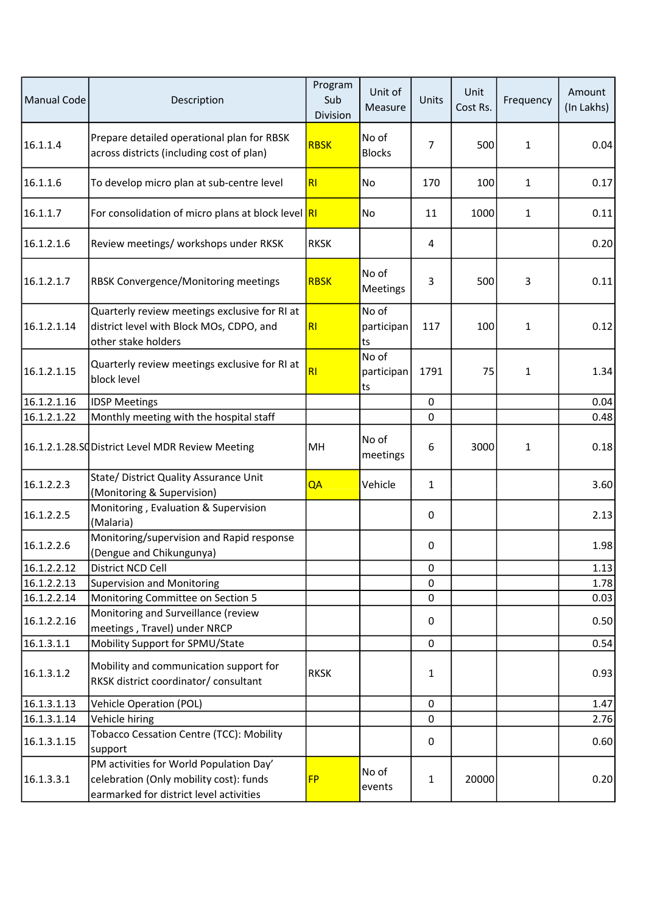| Manual Code | Description | Program Sub Division | Unit of Measure | Units | Unit Cost Rs. | Frequency | Amount (In Lakhs) |
|---|---|---|---|---|---|---|---|
| 16.1.1.4 | Prepare detailed operational plan for RBSK across districts (including cost of plan) | RBSK | No of Blocks | 7 | 500 | 1 | 0.04 |
| 16.1.1.6 | To develop micro plan at sub-centre level | RI | No | 170 | 100 | 1 | 0.17 |
| 16.1.1.7 | For consolidation of micro plans at block level | RI | No | 11 | 1000 | 1 | 0.11 |
| 16.1.2.1.6 | Review meetings/ workshops under RKSK | RKSK | | 4 | | | 0.20 |
| 16.1.2.1.7 | RBSK Convergence/Monitoring meetings | RBSK | No of Meetings | 3 | 500 | 3 | 0.11 |
| 16.1.2.1.14 | Quarterly review meetings exclusive for RI at district level with Block MOs, CDPO, and other stake holders | RI | No of participants | 117 | 100 | 1 | 0.12 |
| 16.1.2.1.15 | Quarterly review meetings exclusive for RI at block level | RI | No of participants | 1791 | 75 | 1 | 1.34 |
| 16.1.2.1.16 | IDSP Meetings | | | 0 | | | 0.04 |
| 16.1.2.1.22 | Monthly meeting with the hospital staff | | | 0 | | | 0.48 |
| 16.1.2.1.28.SC | District Level MDR Review Meeting | MH | No of meetings | 6 | 3000 | 1 | 0.18 |
| 16.1.2.2.3 | State/ District Quality Assurance Unit (Monitoring & Supervision) | QA | Vehicle | 1 | | | 3.60 |
| 16.1.2.2.5 | Monitoring , Evaluation & Supervision (Malaria) | | | 0 | | | 2.13 |
| 16.1.2.2.6 | Monitoring/supervision and Rapid response (Dengue and Chikungunya) | | | 0 | | | 1.98 |
| 16.1.2.2.12 | District NCD Cell | | | 0 | | | 1.13 |
| 16.1.2.2.13 | Supervision and Monitoring | | | 0 | | | 1.78 |
| 16.1.2.2.14 | Monitoring Committee on Section 5 | | | 0 | | | 0.03 |
| 16.1.2.2.16 | Monitoring and Surveillance (review meetings , Travel) under NRCP | | | 0 | | | 0.50 |
| 16.1.3.1.1 | Mobility Support for SPMU/State | | | 0 | | | 0.54 |
| 16.1.3.1.2 | Mobility and communication support for RKSK district coordinator/ consultant | RKSK | | 1 | | | 0.93 |
| 16.1.3.1.13 | Vehicle Operation (POL) | | | 0 | | | 1.47 |
| 16.1.3.1.14 | Vehicle hiring | | | 0 | | | 2.76 |
| 16.1.3.1.15 | Tobacco Cessation Centre (TCC): Mobility support | | | 0 | | | 0.60 |
| 16.1.3.3.1 | PM activities for World Population Day' celebration (Only mobility cost): funds earmarked for district level activities | FP | No of events | 1 | 20000 | | 0.20 |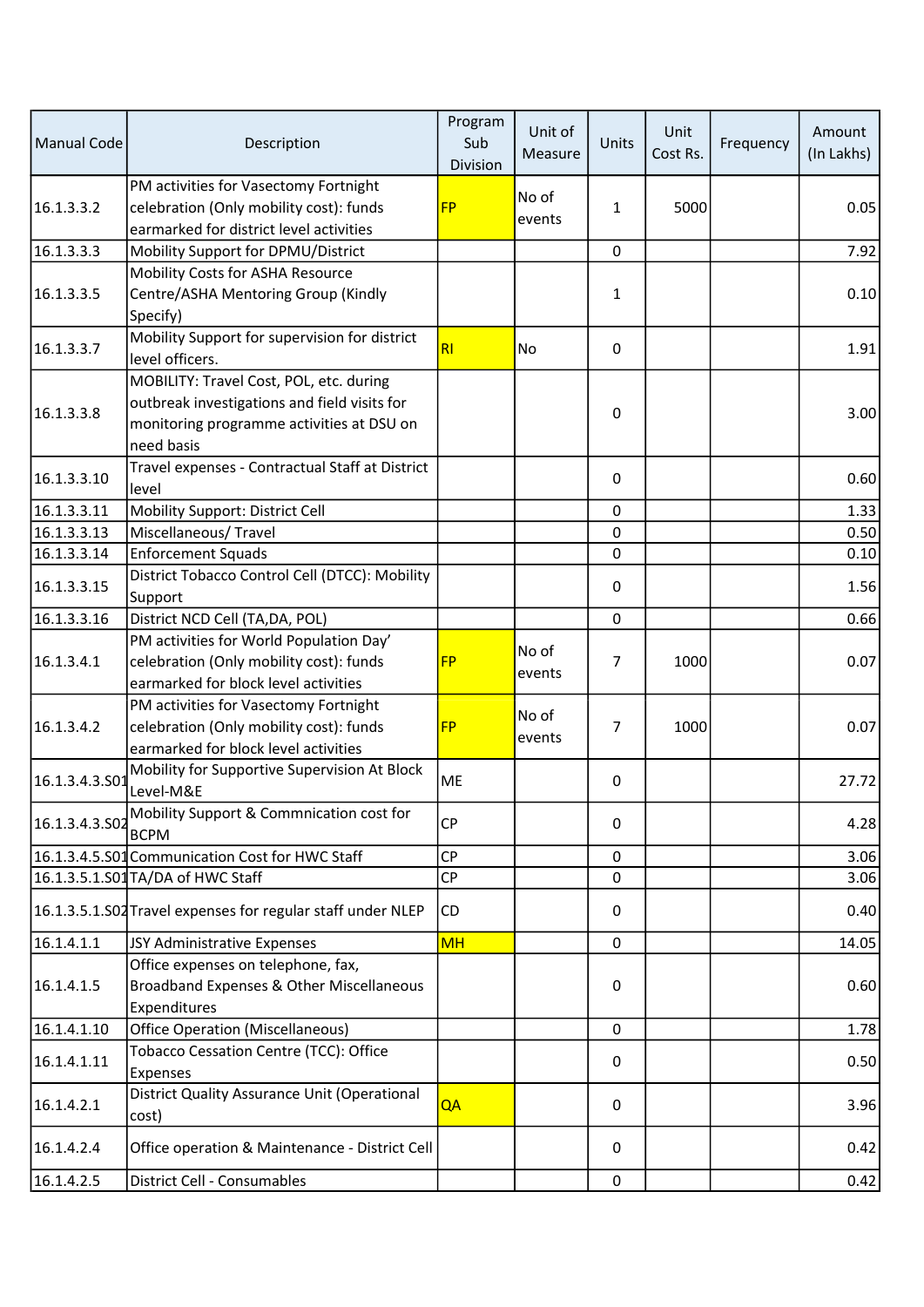| Manual Code | Description | Program Sub Division | Unit of Measure | Units | Unit Cost Rs. | Frequency | Amount (In Lakhs) |
|---|---|---|---|---|---|---|---|
| 16.1.3.3.2 | PM activities for Vasectomy Fortnight celebration (Only mobility cost): funds earmarked for district level activities | FP | No of events | 1 | 5000 | | 0.05 |
| 16.1.3.3.3 | Mobility Support for DPMU/District | | | 0 | | | 7.92 |
| 16.1.3.3.5 | Mobility Costs for ASHA Resource Centre/ASHA Mentoring Group (Kindly Specify) | | | 1 | | | 0.10 |
| 16.1.3.3.7 | Mobility Support for supervision for district level officers. | RI | No | 0 | | | 1.91 |
| 16.1.3.3.8 | MOBILITY: Travel Cost, POL, etc. during outbreak investigations and field visits for monitoring programme activities at DSU on need basis | | | 0 | | | 3.00 |
| 16.1.3.3.10 | Travel expenses - Contractual Staff at District level | | | 0 | | | 0.60 |
| 16.1.3.3.11 | Mobility Support: District Cell | | | 0 | | | 1.33 |
| 16.1.3.3.13 | Miscellaneous/ Travel | | | 0 | | | 0.50 |
| 16.1.3.3.14 | Enforcement Squads | | | 0 | | | 0.10 |
| 16.1.3.3.15 | District Tobacco Control Cell (DTCC): Mobility Support | | | 0 | | | 1.56 |
| 16.1.3.3.16 | District NCD Cell (TA,DA, POL) | | | 0 | | | 0.66 |
| 16.1.3.4.1 | PM activities for World Population Day' celebration (Only mobility cost): funds earmarked for block level activities | FP | No of events | 7 | 1000 | | 0.07 |
| 16.1.3.4.2 | PM activities for Vasectomy Fortnight celebration (Only mobility cost): funds earmarked for block level activities | FP | No of events | 7 | 1000 | | 0.07 |
| 16.1.3.4.3.S01 | Mobility for Supportive Supervision At Block Level-M&E | ME | | 0 | | | 27.72 |
| 16.1.3.4.3.S02 | Mobility Support & Commnication cost for BCPM | CP | | 0 | | | 4.28 |
| 16.1.3.4.5.S01 | Communication Cost for HWC Staff | CP | | 0 | | | 3.06 |
| 16.1.3.5.1.S01 | TA/DA of HWC Staff | CP | | 0 | | | 3.06 |
| 16.1.3.5.1.S02 | Travel expenses for regular staff under NLEP | CD | | 0 | | | 0.40 |
| 16.1.4.1.1 | JSY Administrative Expenses | MH | | 0 | | | 14.05 |
| 16.1.4.1.5 | Office expenses on telephone, fax, Broadband Expenses & Other Miscellaneous Expenditures | | | 0 | | | 0.60 |
| 16.1.4.1.10 | Office Operation (Miscellaneous) | | | 0 | | | 1.78 |
| 16.1.4.1.11 | Tobacco Cessation Centre (TCC): Office Expenses | | | 0 | | | 0.50 |
| 16.1.4.2.1 | District Quality Assurance Unit (Operational cost) | QA | | 0 | | | 3.96 |
| 16.1.4.2.4 | Office operation & Maintenance - District Cell | | | 0 | | | 0.42 |
| 16.1.4.2.5 | District Cell - Consumables | | | 0 | | | 0.42 |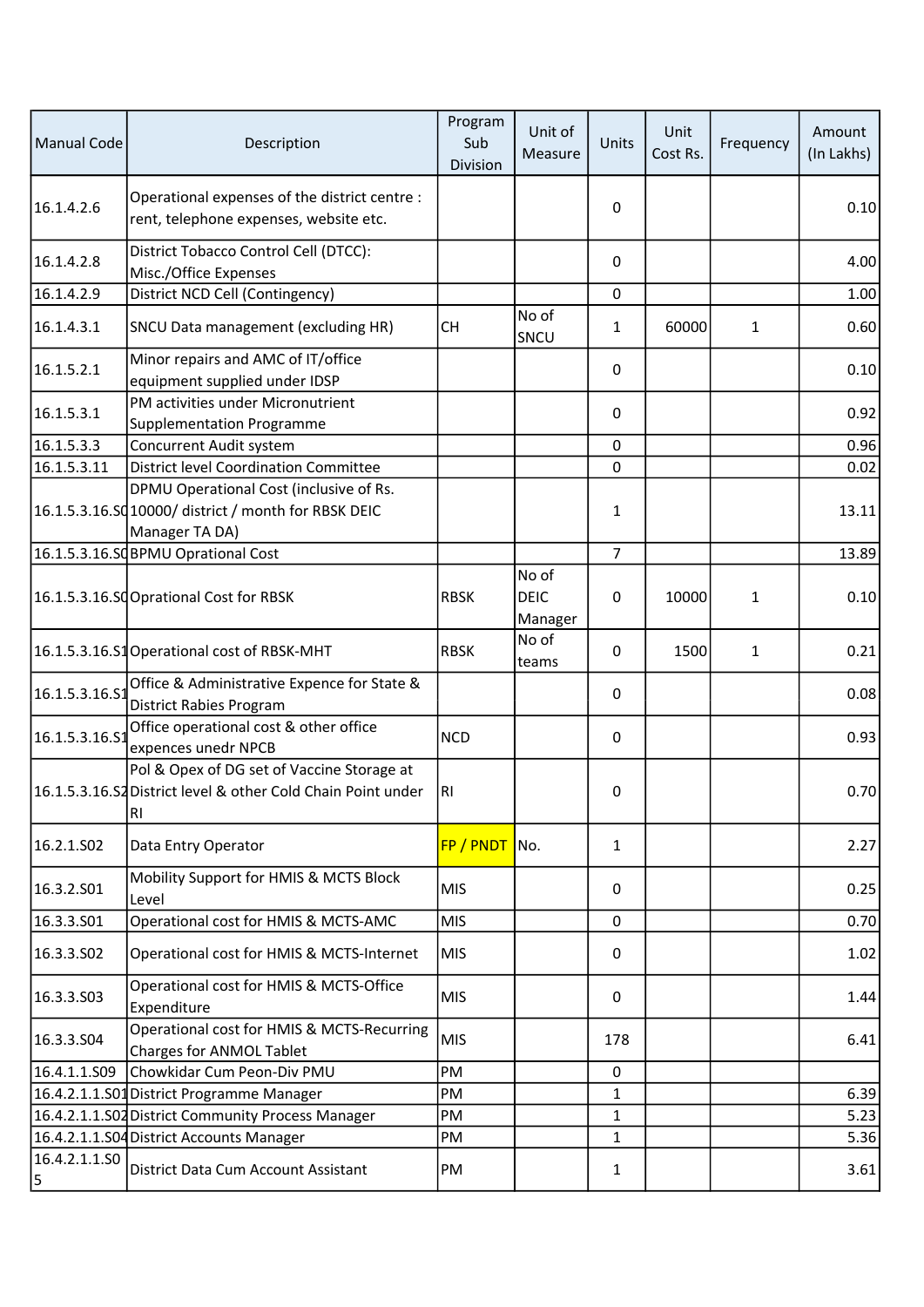| Manual Code | Description | Program Sub Division | Unit of Measure | Units | Unit Cost Rs. | Frequency | Amount (In Lakhs) |
|---|---|---|---|---|---|---|---|
| 16.1.4.2.6 | Operational expenses of the district centre : rent, telephone expenses, website etc. | | | 0 | | | 0.10 |
| 16.1.4.2.8 | District Tobacco Control Cell (DTCC): Misc./Office Expenses | | | 0 | | | 4.00 |
| 16.1.4.2.9 | District NCD Cell (Contingency) | | | 0 | | | 1.00 |
| 16.1.4.3.1 | SNCU Data management (excluding HR) | CH | No of SNCU | 1 | 60000 | 1 | 0.60 |
| 16.1.5.2.1 | Minor repairs and AMC of IT/office equipment supplied under IDSP | | | 0 | | | 0.10 |
| 16.1.5.3.1 | PM activities under Micronutrient Supplementation Programme | | | 0 | | | 0.92 |
| 16.1.5.3.3 | Concurrent Audit system | | | 0 | | | 0.96 |
| 16.1.5.3.11 | District level Coordination Committee | | | 0 | | | 0.02 |
| 16.1.5.3.16.S0 | DPMU Operational Cost (inclusive of Rs. 10000/ district / month for RBSK DEIC Manager TA DA) | | | 1 | | | 13.11 |
| 16.1.5.3.16.S0 | BPMU Oprational Cost | | | 7 | | | 13.89 |
| 16.1.5.3.16.S0 | Oprational Cost for RBSK | RBSK | No of DEIC Manager | 0 | 10000 | 1 | 0.10 |
| 16.1.5.3.16.S1 | Operational cost of RBSK-MHT | RBSK | No of teams | 0 | 1500 | 1 | 0.21 |
| 16.1.5.3.16.S1 | Office & Administrative Expence for State & District Rabies Program | | | 0 | | | 0.08 |
| 16.1.5.3.16.S1 | Office operational cost & other office expences unedr NPCB | NCD | | 0 | | | 0.93 |
| 16.1.5.3.16.S2 | Pol & Opex of DG set of Vaccine Storage at District level & other Cold Chain Point under RI | RI | | 0 | | | 0.70 |
| 16.2.1.S02 | Data Entry Operator | FP / PNDT | No. | 1 | | | 2.27 |
| 16.3.2.S01 | Mobility Support for HMIS & MCTS Block Level | MIS | | 0 | | | 0.25 |
| 16.3.3.S01 | Operational cost for HMIS & MCTS-AMC | MIS | | 0 | | | 0.70 |
| 16.3.3.S02 | Operational cost for HMIS & MCTS-Internet | MIS | | 0 | | | 1.02 |
| 16.3.3.S03 | Operational cost for HMIS & MCTS-Office Expenditure | MIS | | 0 | | | 1.44 |
| 16.3.3.S04 | Operational cost for HMIS & MCTS-Recurring Charges for ANMOL Tablet | MIS | | 178 | | | 6.41 |
| 16.4.1.1.S09 | Chowkidar Cum Peon-Div PMU | PM | | 0 | | | |
| 16.4.2.1.1.S01 | District Programme Manager | PM | | 1 | | | 6.39 |
| 16.4.2.1.1.S02 | District Community Process Manager | PM | | 1 | | | 5.23 |
| 16.4.2.1.1.S04 | District Accounts Manager | PM | | 1 | | | 5.36 |
| 16.4.2.1.1.S05 | District Data Cum Account Assistant | PM | | 1 | | | 3.61 |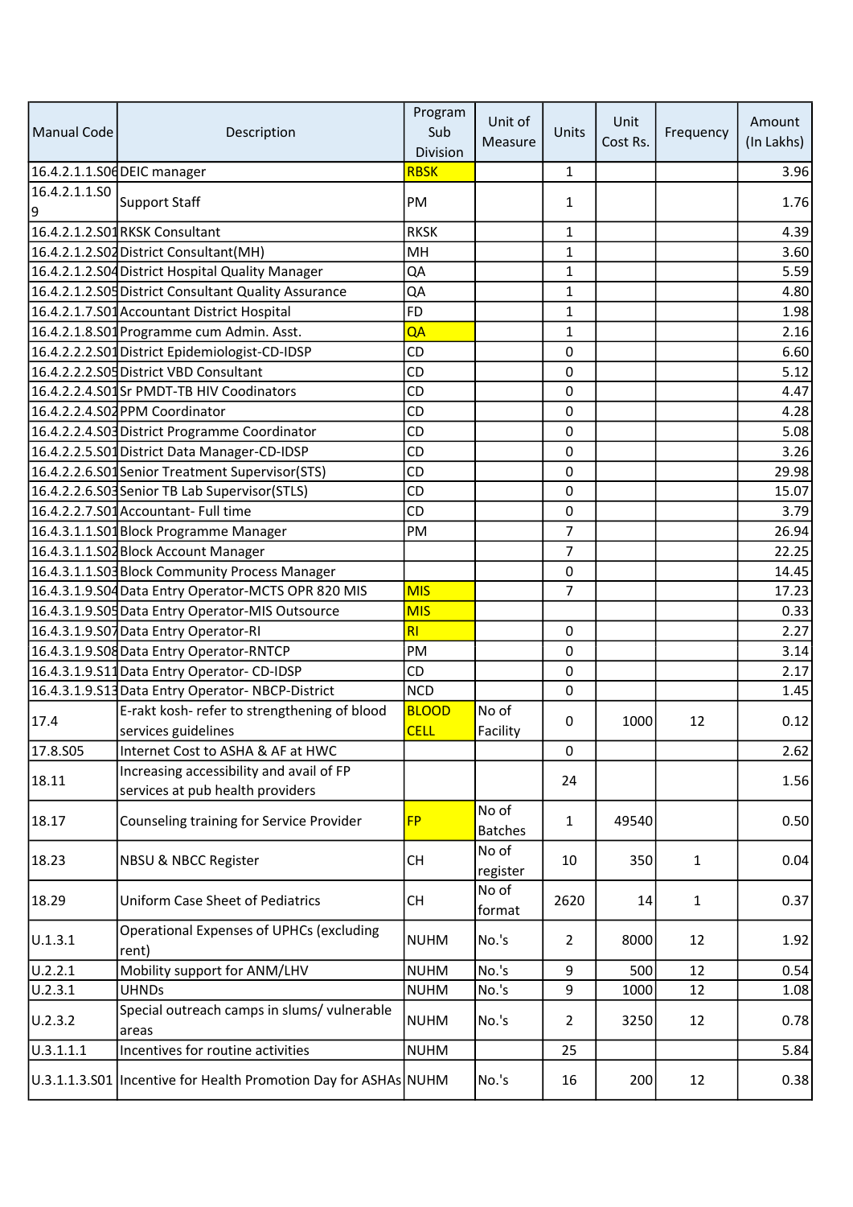| Manual Code | Description | Program Sub Division | Unit of Measure | Units | Unit Cost Rs. | Frequency | Amount (In Lakhs) |
|---|---|---|---|---|---|---|---|
| 16.4.2.1.1.S06 | DEIC manager | RBSK | | 1 | | | 3.96 |
| 16.4.2.1.1.S09 | Support Staff | PM | | 1 | | | 1.76 |
| 16.4.2.1.2.S01 | RKSK Consultant | RKSK | | 1 | | | 4.39 |
| 16.4.2.1.2.S02 | District Consultant(MH) | MH | | 1 | | | 3.60 |
| 16.4.2.1.2.S04 | District Hospital Quality Manager | QA | | 1 | | | 5.59 |
| 16.4.2.1.2.S05 | District Consultant Quality Assurance | QA | | 1 | | | 4.80 |
| 16.4.2.1.7.S01 | Accountant District Hospital | FD | | 1 | | | 1.98 |
| 16.4.2.1.8.S01 | Programme cum Admin. Asst. | QA | | 1 | | | 2.16 |
| 16.4.2.2.2.S01 | District Epidemiologist-CD-IDSP | CD | | 0 | | | 6.60 |
| 16.4.2.2.2.S05 | District VBD Consultant | CD | | 0 | | | 5.12 |
| 16.4.2.2.4.S01 | Sr PMDT-TB HIV Coodinators | CD | | 0 | | | 4.47 |
| 16.4.2.2.4.S02 | PPM Coordinator | CD | | 0 | | | 4.28 |
| 16.4.2.2.4.S03 | District Programme Coordinator | CD | | 0 | | | 5.08 |
| 16.4.2.2.5.S01 | District Data Manager-CD-IDSP | CD | | 0 | | | 3.26 |
| 16.4.2.2.6.S01 | Senior Treatment Supervisor(STS) | CD | | 0 | | | 29.98 |
| 16.4.2.2.6.S03 | Senior TB Lab Supervisor(STLS) | CD | | 0 | | | 15.07 |
| 16.4.2.2.7.S01 | Accountant- Full time | CD | | 0 | | | 3.79 |
| 16.4.3.1.1.S01 | Block Programme Manager | PM | | 7 | | | 26.94 |
| 16.4.3.1.1.S02 | Block Account Manager | | | 7 | | | 22.25 |
| 16.4.3.1.1.S03 | Block Community Process Manager | | | 0 | | | 14.45 |
| 16.4.3.1.9.S04 | Data Entry Operator-MCTS OPR 820 MIS | MIS | | 7 | | | 17.23 |
| 16.4.3.1.9.S05 | Data Entry Operator-MIS Outsource | MIS | | | | | 0.33 |
| 16.4.3.1.9.S07 | Data Entry Operator-RI | RI | | 0 | | | 2.27 |
| 16.4.3.1.9.S08 | Data Entry Operator-RNTCP | PM | | 0 | | | 3.14 |
| 16.4.3.1.9.S11 | Data Entry Operator- CD-IDSP | CD | | 0 | | | 2.17 |
| 16.4.3.1.9.S13 | Data Entry Operator- NBCP-District | NCD | | 0 | | | 1.45 |
| 17.4 | E-rakt kosh- refer to strengthening of blood services guidelines | BLOOD CELL | No of Facility | 0 | 1000 | 12 | 0.12 |
| 17.8.S05 | Internet Cost to ASHA & AF at HWC | | | 0 | | | 2.62 |
| 18.11 | Increasing accessibility and avail of FP services at pub health providers | | | 24 | | | 1.56 |
| 18.17 | Counseling training for Service Provider | FP | No of Batches | 1 | 49540 | | 0.50 |
| 18.23 | NBSU & NBCC Register | CH | No of register | 10 | 350 | 1 | 0.04 |
| 18.29 | Uniform Case Sheet of Pediatrics | CH | No of format | 2620 | 14 | 1 | 0.37 |
| U.1.3.1 | Operational Expenses of UPHCs (excluding rent) | NUHM | No.'s | 2 | 8000 | 12 | 1.92 |
| U.2.2.1 | Mobility support for ANM/LHV | NUHM | No.'s | 9 | 500 | 12 | 0.54 |
| U.2.3.1 | UHNDs | NUHM | No.'s | 9 | 1000 | 12 | 1.08 |
| U.2.3.2 | Special outreach camps in slums/ vulnerable areas | NUHM | No.'s | 2 | 3250 | 12 | 0.78 |
| U.3.1.1.1 | Incentives for routine activities | NUHM | | 25 | | | 5.84 |
| U.3.1.1.3.S01 | Incentive for Health Promotion Day for ASHAs | NUHM | No.'s | 16 | 200 | 12 | 0.38 |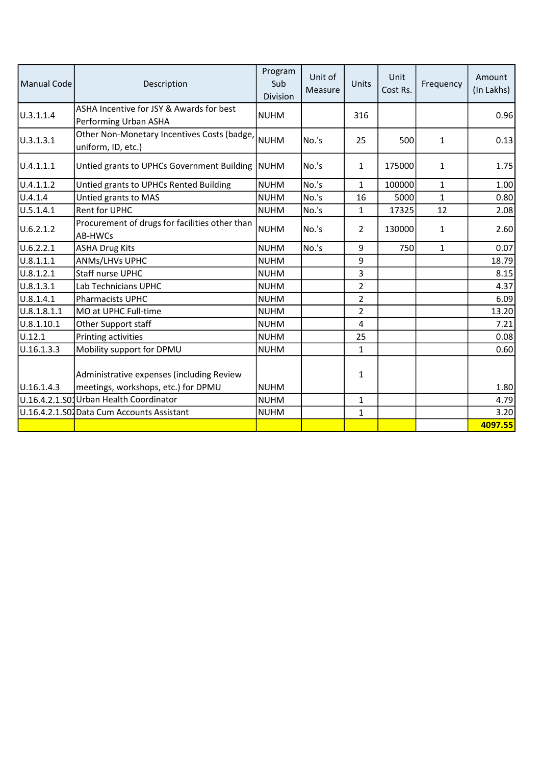| Manual Code | Description | Program Sub Division | Unit of Measure | Units | Unit Cost Rs. | Frequency | Amount (In Lakhs) |
|---|---|---|---|---|---|---|---|
| U.3.1.1.4 | ASHA Incentive for JSY & Awards for best Performing Urban ASHA | NUHM | | 316 | | | 0.96 |
| U.3.1.3.1 | Other Non-Monetary Incentives Costs (badge, uniform, ID, etc.) | NUHM | No.'s | 25 | 500 | 1 | 0.13 |
| U.4.1.1.1 | Untied grants to UPHCs Government Building | NUHM | No.'s | 1 | 175000 | 1 | 1.75 |
| U.4.1.1.2 | Untied grants to UPHCs Rented Building | NUHM | No.'s | 1 | 100000 | 1 | 1.00 |
| U.4.1.4 | Untied grants to MAS | NUHM | No.'s | 16 | 5000 | 1 | 0.80 |
| U.5.1.4.1 | Rent for UPHC | NUHM | No.'s | 1 | 17325 | 12 | 2.08 |
| U.6.2.1.2 | Procurement of drugs for facilities other than AB-HWCs | NUHM | No.'s | 2 | 130000 | 1 | 2.60 |
| U.6.2.2.1 | ASHA Drug Kits | NUHM | No.'s | 9 | 750 | 1 | 0.07 |
| U.8.1.1.1 | ANMs/LHVs UPHC | NUHM | | 9 | | | 18.79 |
| U.8.1.2.1 | Staff nurse UPHC | NUHM | | 3 | | | 8.15 |
| U.8.1.3.1 | Lab Technicians UPHC | NUHM | | 2 | | | 4.37 |
| U.8.1.4.1 | Pharmacists UPHC | NUHM | | 2 | | | 6.09 |
| U.8.1.8.1.1 | MO at UPHC Full-time | NUHM | | 2 | | | 13.20 |
| U.8.1.10.1 | Other Support staff | NUHM | | 4 | | | 7.21 |
| U.12.1 | Printing activities | NUHM | | 25 | | | 0.08 |
| U.16.1.3.3 | Mobility support for DPMU | NUHM | | 1 | | | 0.60 |
| U.16.1.4.3 | Administrative expenses (including Review meetings, workshops, etc.) for DPMU | NUHM | | 1 | | | 1.80 |
| U.16.4.2.1.S01 | Urban Health Coordinator | NUHM | | 1 | | | 4.79 |
| U.16.4.2.1.S02 | Data Cum Accounts Assistant | NUHM | | 1 | | | 3.20 |
| | | | | | | | **4097.55** |